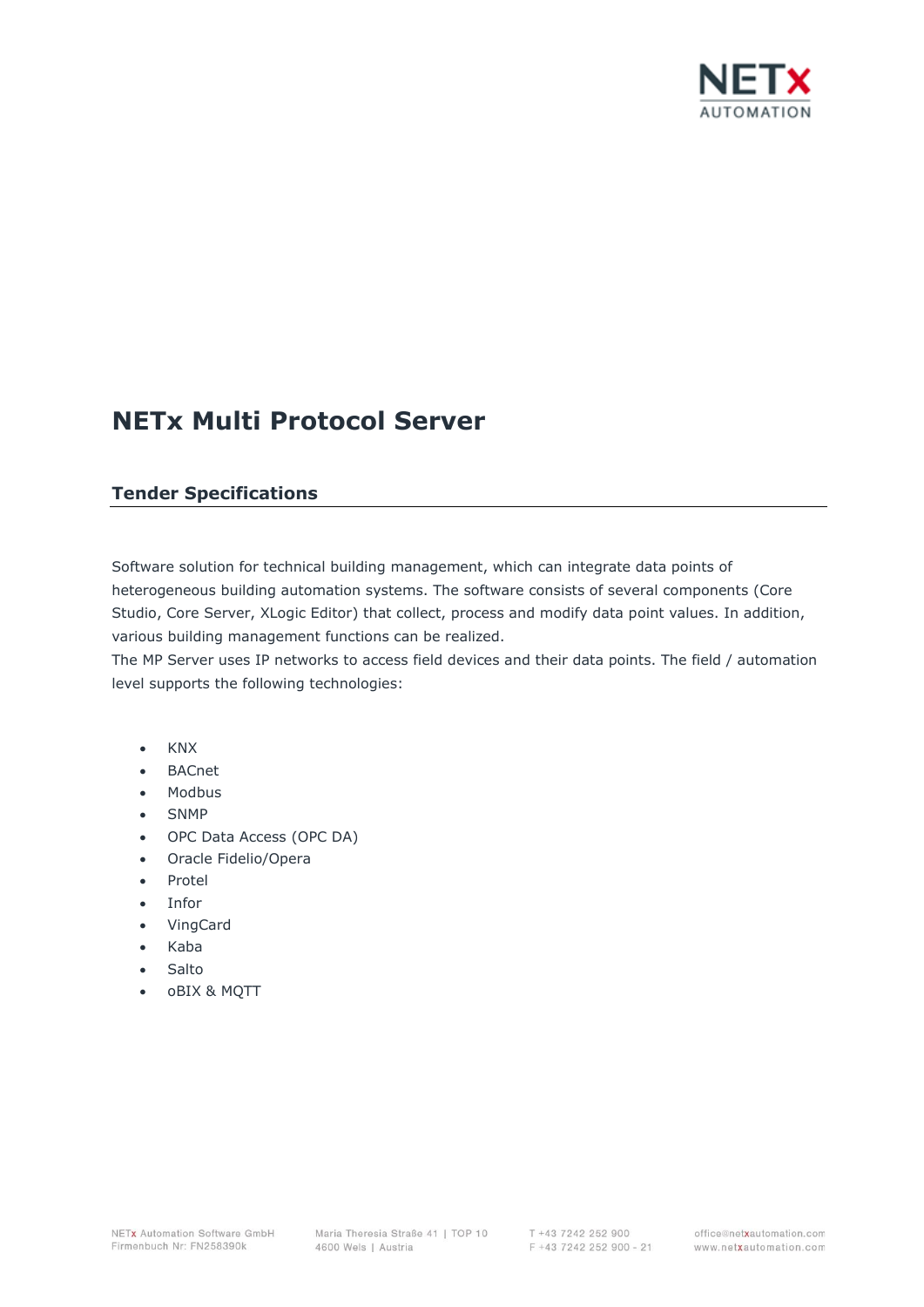# NETx Multi Protocol Server

## Tender Specifications

Software solution for technical building management, which can integrate data points of heterogeneous building automation systems. The software consists of several components (Core Studio, Core Server, XLogic Editor) that collect, process and modify data point values. In addition, various building management functions can be realized.
The MP Server uses IP networks to access field devices and their data points. The field / automation level supports the following technologies:

- KNX
- BACnet
- Modbus
- SNMP
- OPC Data Access (OPC DA)
- Oracle Fidelio/Opera
- Protel
- Infor
- VingCard
- Kaba
- Salto
- oBIX & MQTT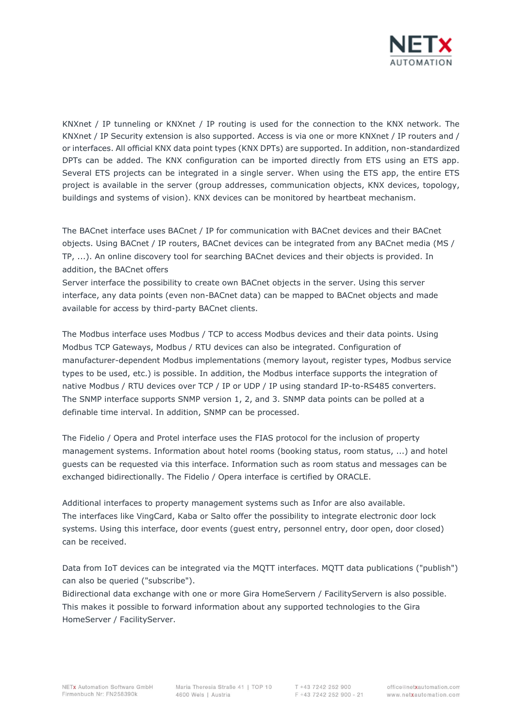KNXnet / IP tunneling or KNXnet / IP routing is used for the connection to the KNX network. The KNXnet / IP Security extension is also supported. Access is via one or more KNXnet / IP routers and / or interfaces. All official KNX data point types (KNX DPTs) are supported. In addition, non-standardized DPTs can be added. The KNX configuration can be imported directly from ETS using an ETS app. Several ETS projects can be integrated in a single server. When using the ETS app, the entire ETS project is available in the server (group addresses, communication objects, KNX devices, topology, buildings and systems of vision). KNX devices can be monitored by heartbeat mechanism.

The BACnet interface uses BACnet / IP for communication with BACnet devices and their BACnet objects. Using BACnet / IP routers, BACnet devices can be integrated from any BACnet media (MS / TP, ...). An online discovery tool for searching BACnet devices and their objects is provided. In addition, the BACnet offers
Server interface the possibility to create own BACnet objects in the server. Using this server interface, any data points (even non-BACnet data) can be mapped to BACnet objects and made available for access by third-party BACnet clients.

The Modbus interface uses Modbus / TCP to access Modbus devices and their data points. Using Modbus TCP Gateways, Modbus / RTU devices can also be integrated. Configuration of manufacturer-dependent Modbus implementations (memory layout, register types, Modbus service types to be used, etc.) is possible. In addition, the Modbus interface supports the integration of native Modbus / RTU devices over TCP / IP or UDP / IP using standard IP-to-RS485 converters.
The SNMP interface supports SNMP version 1, 2, and 3. SNMP data points can be polled at a definable time interval. In addition, SNMP can be processed.

The Fidelio / Opera and Protel interface uses the FIAS protocol for the inclusion of property management systems. Information about hotel rooms (booking status, room status, ...) and hotel guests can be requested via this interface. Information such as room status and messages can be exchanged bidirectionally. The Fidelio / Opera interface is certified by ORACLE.

Additional interfaces to property management systems such as Infor are also available.
The interfaces like VingCard, Kaba or Salto offer the possibility to integrate electronic door lock systems. Using this interface, door events (guest entry, personnel entry, door open, door closed) can be received.

Data from IoT devices can be integrated via the MQTT interfaces. MQTT data publications ("publish") can also be queried ("subscribe").
Bidirectional data exchange with one or more Gira HomeServern / FacilityServern is also possible. This makes it possible to forward information about any supported technologies to the Gira HomeServer / FacilityServer.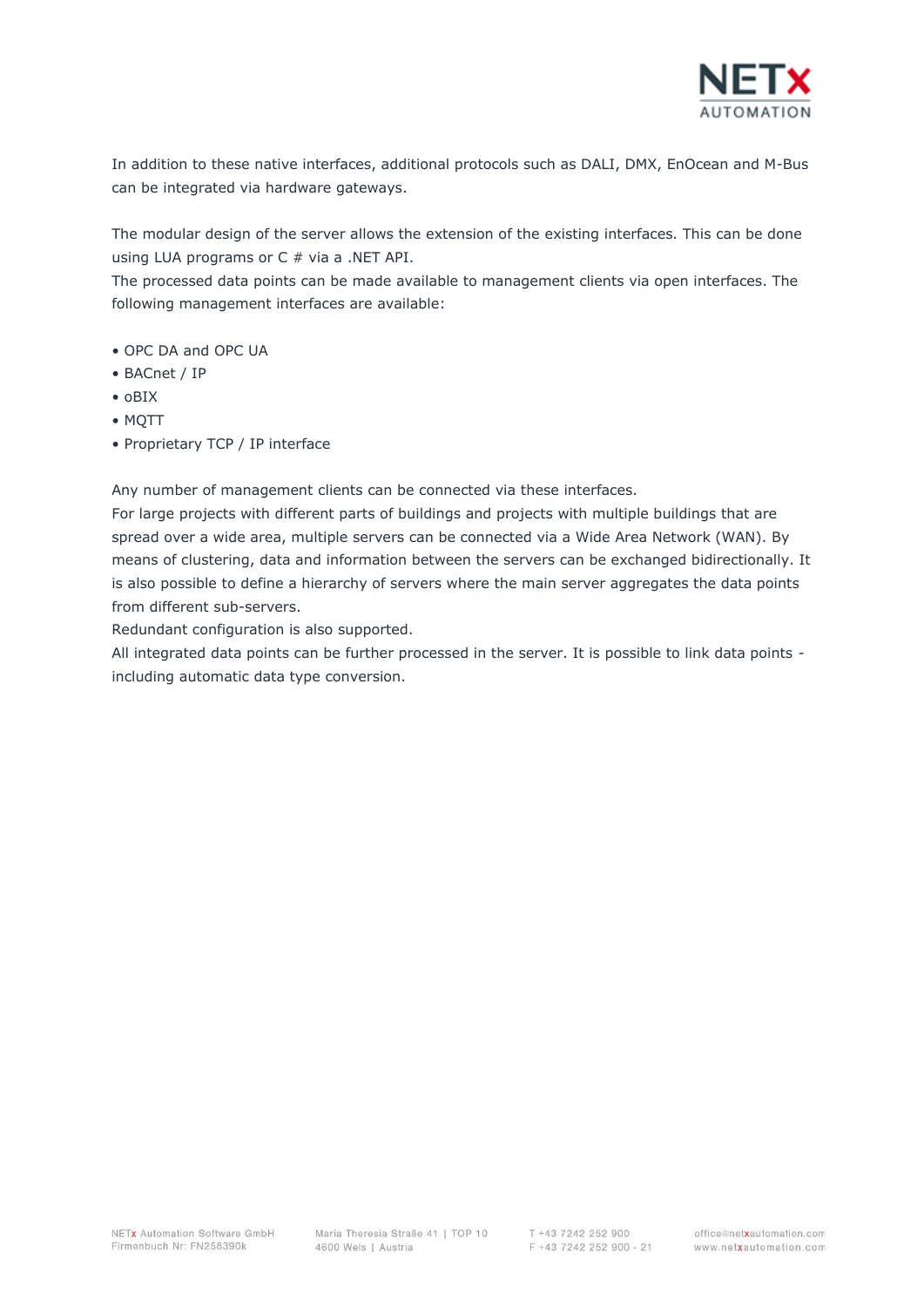In addition to these native interfaces, additional protocols such as DALI, DMX, EnOcean and M-Bus can be integrated via hardware gateways.

The modular design of the server allows the extension of the existing interfaces. This can be done using LUA programs or C # via a .NET API.
The processed data points can be made available to management clients via open interfaces. The following management interfaces are available:

- OPC DA and OPC UA
- BACnet / IP
- oBIX
- MQTT
- Proprietary TCP / IP interface

Any number of management clients can be connected via these interfaces.
For large projects with different parts of buildings and projects with multiple buildings that are spread over a wide area, multiple servers can be connected via a Wide Area Network (WAN). By means of clustering, data and information between the servers can be exchanged bidirectionally. It is also possible to define a hierarchy of servers where the main server aggregates the data points from different sub-servers.
Redundant configuration is also supported.
All integrated data points can be further processed in the server. It is possible to link data points - including automatic data type conversion.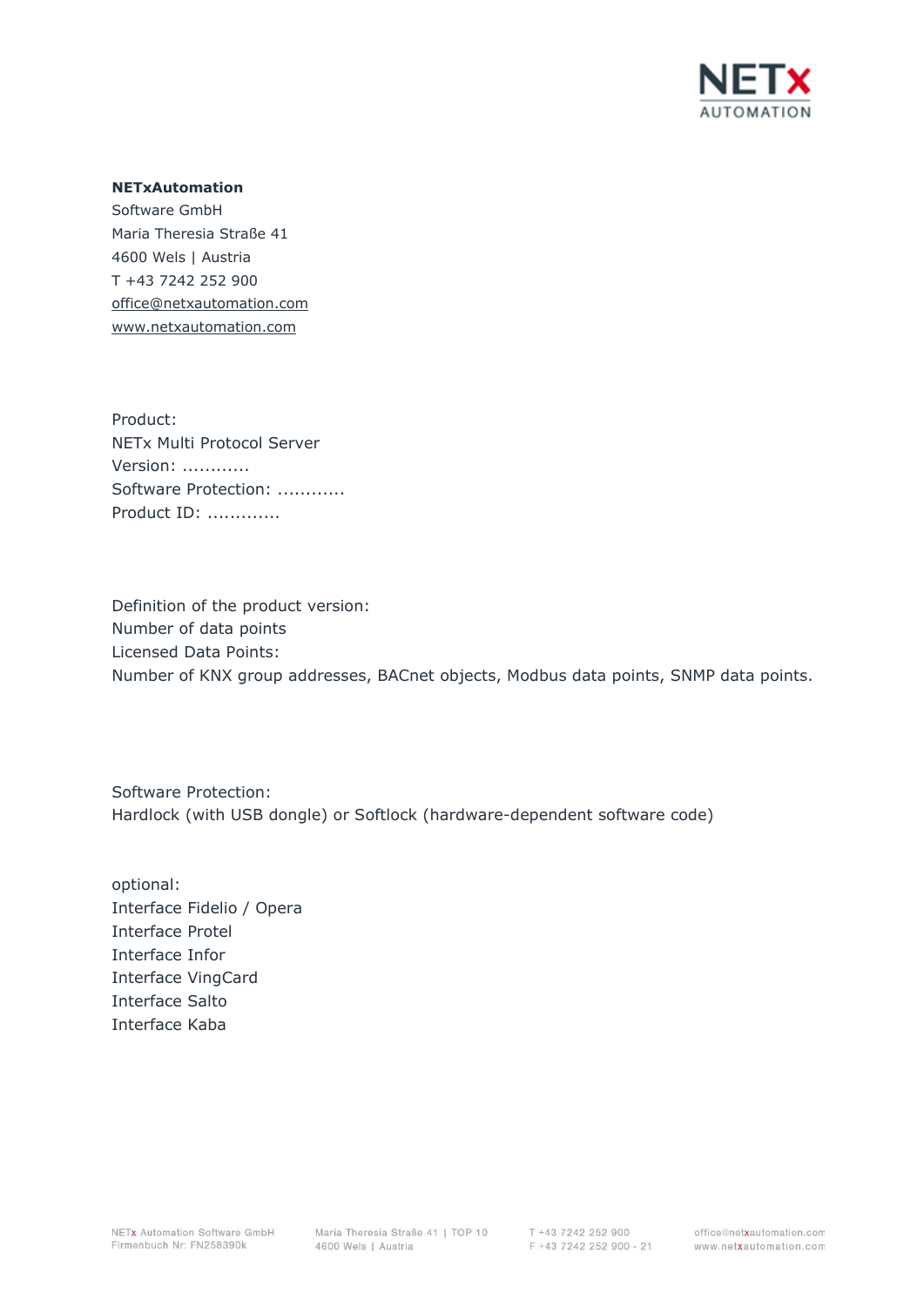**NETxAutomation**
Software GmbH
Maria Theresia Straße 41
4600 Wels | Austria
T +43 7242 252 900
office@netxautomation.com
www.netxautomation.com

Product:
NETx Multi Protocol Server
Version: ............
Software Protection: ............
Product ID: .............

Definition of the product version:
Number of data points
Licensed Data Points:
Number of KNX group addresses, BACnet objects, Modbus data points, SNMP data points.

Software Protection:
Hardlock (with USB dongle) or Softlock (hardware-dependent software code)

optional:
Interface Fidelio / Opera
Interface Protel
Interface Infor
Interface VingCard
Interface Salto
Interface Kaba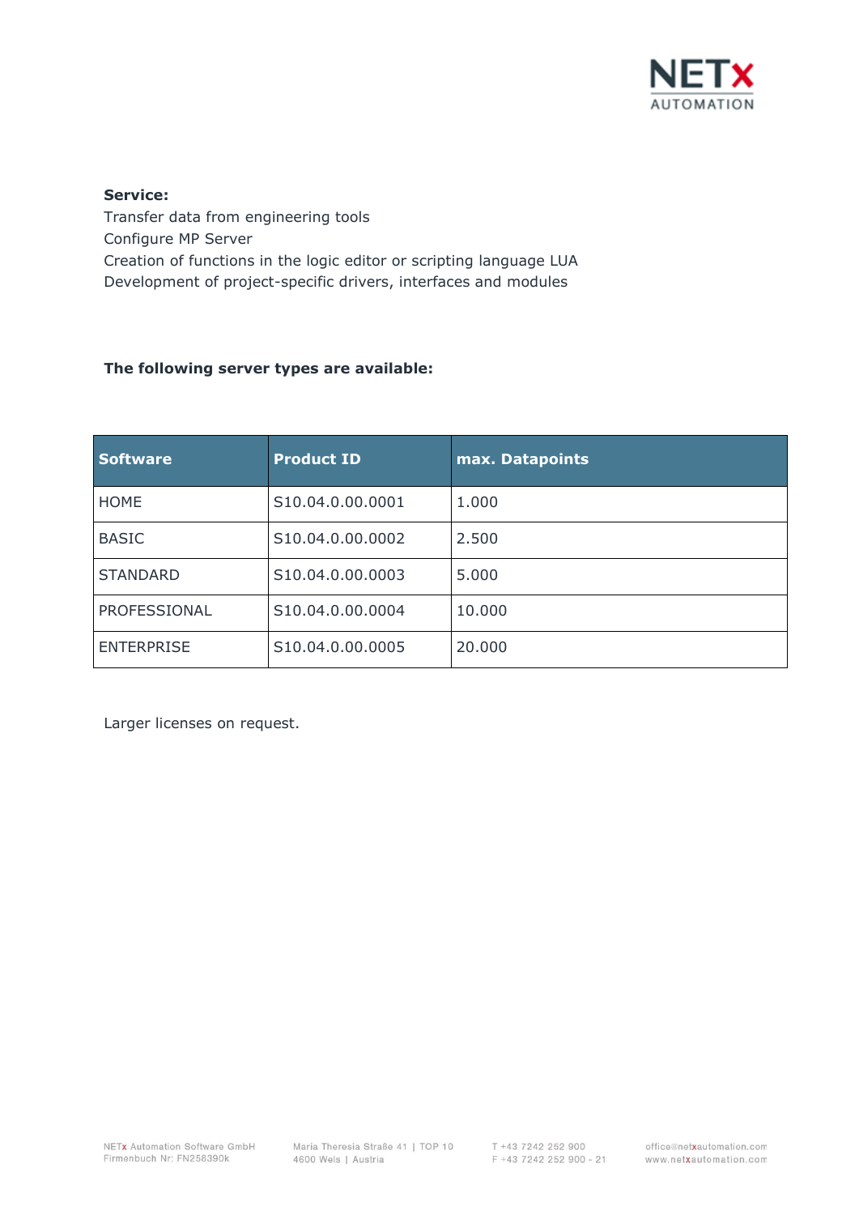**Service:**
Transfer data from engineering tools
Configure MP Server
Creation of functions in the logic editor or scripting language LUA
Development of project-specific drivers, interfaces and modules

**The following server types are available:**

| Software | Product ID | max. Datapoints |
|---|---|---|
| HOME | S10.04.0.00.0001 | 1.000 |
| BASIC | S10.04.0.00.0002 | 2.500 |
| STANDARD | S10.04.0.00.0003 | 5.000 |
| PROFESSIONAL | S10.04.0.00.0004 | 10.000 |
| ENTERPRISE | S10.04.0.00.0005 | 20.000 |

Larger licenses on request.